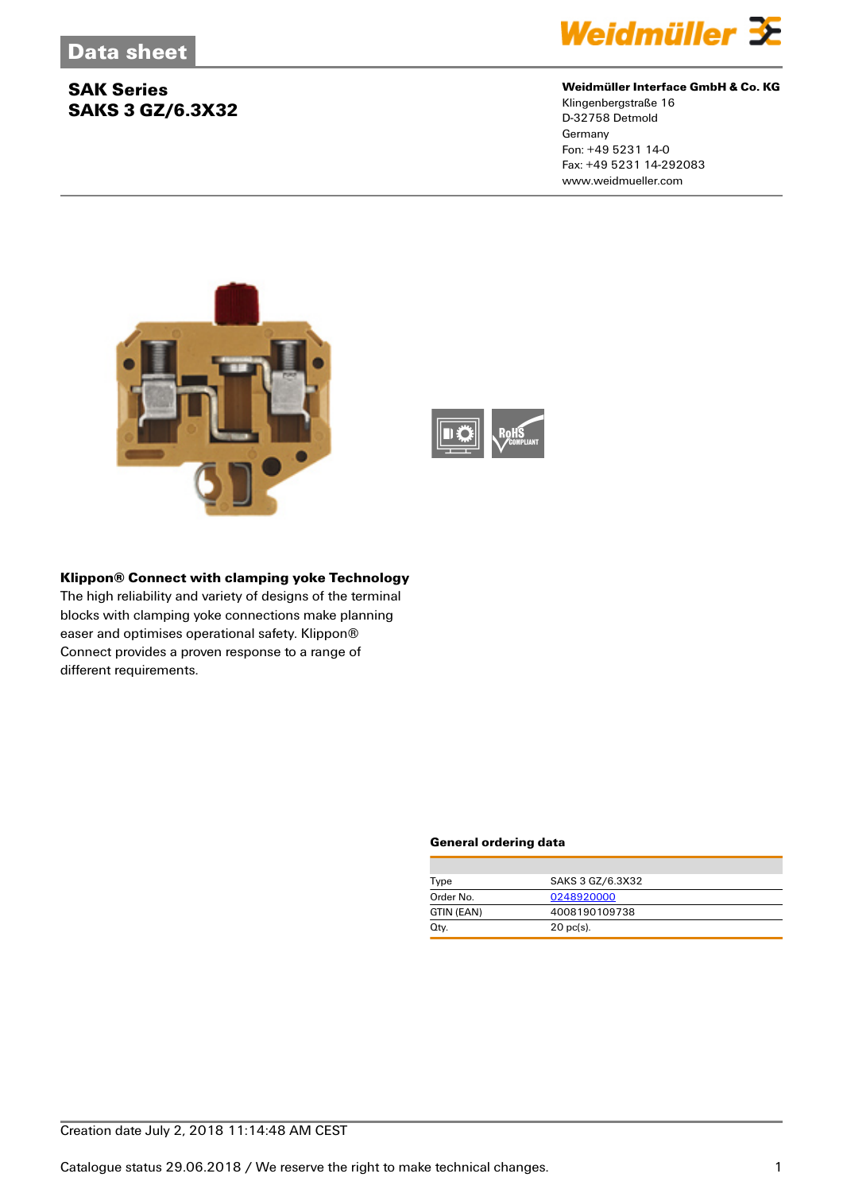## Data sheet

# SAK Series
# SAKS 3 GZ/6.3X32

**Weidmüller Interface GmbH & Co. KG**
Klingenbergstraße 16
D-32758 Detmold
Germany
Fon: +49 5231 14-0
Fax: +49 5231 14-292083
www.weidmueller.com

**Klippon® Connect with clamping yoke Technology**
The high reliability and variety of designs of the terminal blocks with clamping yoke connections make planning easer and optimises operational safety. Klippon® Connect provides a proven response to a range of different requirements.

### General ordering data

| | |
|---|---|
| Type | SAKS 3 GZ/6.3X32 |
| Order No. | 0248920000 |
| GTIN (EAN) | 4008190109738 |
| Qty. | 20 pc(s). |

Creation date July 2, 2018 11:14:48 AM CEST

Catalogue status 29.06.2018 / We reserve the right to make technical changes.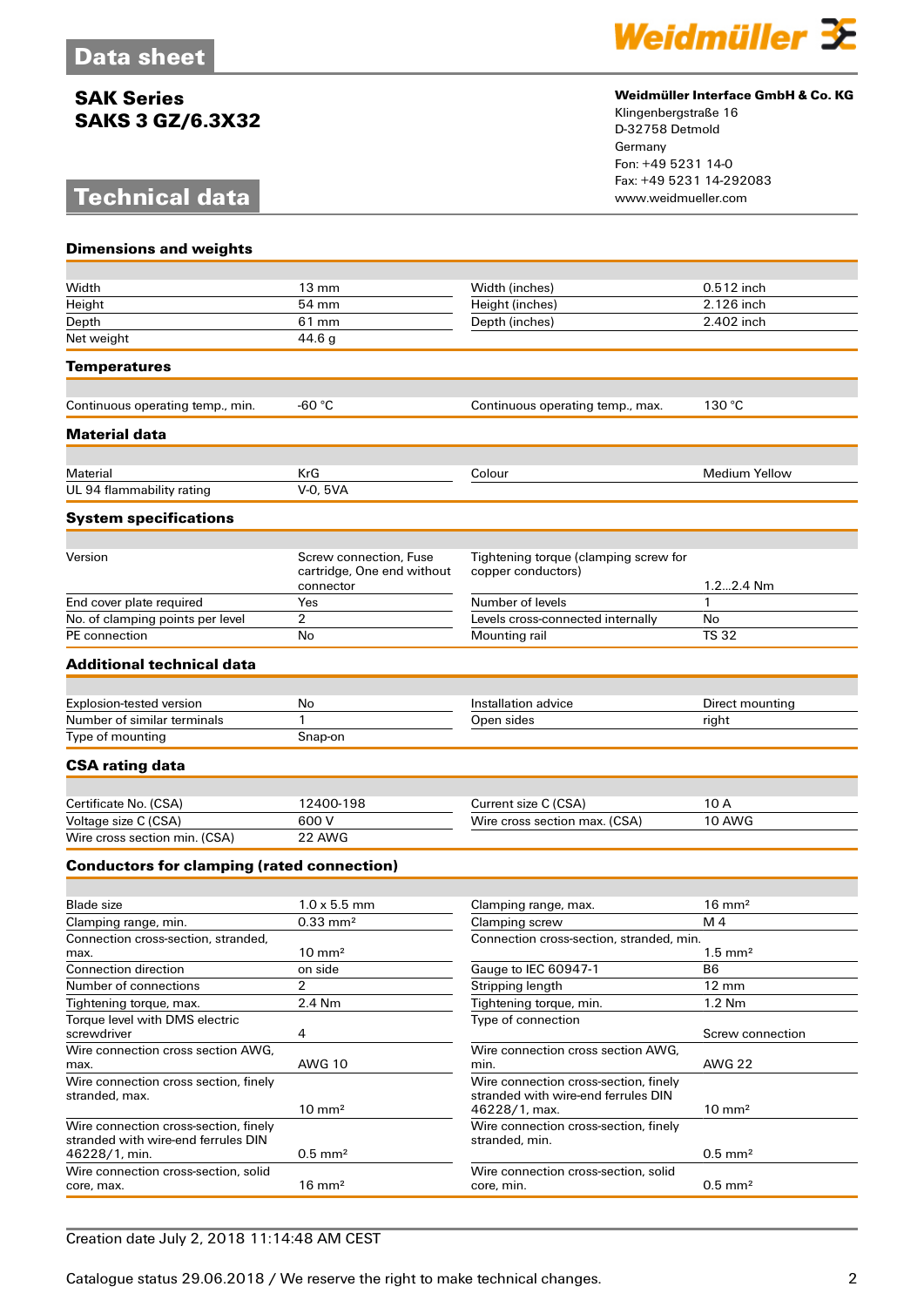Data sheet

## SAK Series
## SAKS 3 GZ/6.3X32

**Weidmüller Interface GmbH & Co. KG**
Klingenbergstraße 16
D-32758 Detmold
Germany
Fon: +49 5231 14-0
Fax: +49 5231 14-292083
www.weidmueller.com

# Technical data

### Dimensions and weights

| | | | |
|---|---|---|---|
| Width | 13 mm | Width (inches) | 0.512 inch |
| Height | 54 mm | Height (inches) | 2.126 inch |
| Depth | 61 mm | Depth (inches) | 2.402 inch |
| Net weight | 44.6 g | | |

### Temperatures

| | | | |
|---|---|---|---|
| Continuous operating temp., min. | -60 °C | Continuous operating temp., max. | 130 °C |

### Material data

| | | | |
|---|---|---|---|
| Material | KrG | Colour | Medium Yellow |
| UL 94 flammability rating | V-0, 5VA | | |

### System specifications

| | | | |
|---|---|---|---|
| Version | Screw connection, Fuse cartridge, One end without connector | Tightening torque (clamping screw for copper conductors) | 1.2...2.4 Nm |
| End cover plate required | Yes | Number of levels | 1 |
| No. of clamping points per level | 2 | Levels cross-connected internally | No |
| PE connection | No | Mounting rail | TS 32 |

### Additional technical data

| | | | |
|---|---|---|---|
| Explosion-tested version | No | Installation advice | Direct mounting |
| Number of similar terminals | 1 | Open sides | right |
| Type of mounting | Snap-on | | |

### CSA rating data

| | | | |
|---|---|---|---|
| Certificate No. (CSA) | 12400-198 | Current size C (CSA) | 10 A |
| Voltage size C (CSA) | 600 V | Wire cross section max. (CSA) | 10 AWG |
| Wire cross section min. (CSA) | 22 AWG | | |

### Conductors for clamping (rated connection)

| | | | |
|---|---|---|---|
| Blade size | 1.0 x 5.5 mm | Clamping range, max. | 16 mm² |
| Clamping range, min. | 0.33 mm² | Clamping screw | M 4 |
| Connection cross-section, stranded, max. | 10 mm² | Connection cross-section, stranded, min. | 1.5 mm² |
| Connection direction | on side | Gauge to IEC 60947-1 | B6 |
| Number of connections | 2 | Stripping length | 12 mm |
| Tightening torque, max. | 2.4 Nm | Tightening torque, min. | 1.2 Nm |
| Torque level with DMS electric screwdriver | 4 | Type of connection | Screw connection |
| Wire connection cross section AWG, max. | AWG 10 | Wire connection cross section AWG, min. | AWG 22 |
| Wire connection cross section, finely stranded, max. | 10 mm² | Wire connection cross-section, finely stranded with wire-end ferrules DIN 46228/1, max. | 10 mm² |
| Wire connection cross-section, finely stranded with wire-end ferrules DIN 46228/1, min. | 0.5 mm² | Wire connection cross-section, finely stranded, min. | 0.5 mm² |
| Wire connection cross-section, solid core, max. | 16 mm² | Wire connection cross-section, solid core, min. | 0.5 mm² |

Creation date July 2, 2018 11:14:48 AM CEST

Catalogue status 29.06.2018 / We reserve the right to make technical changes.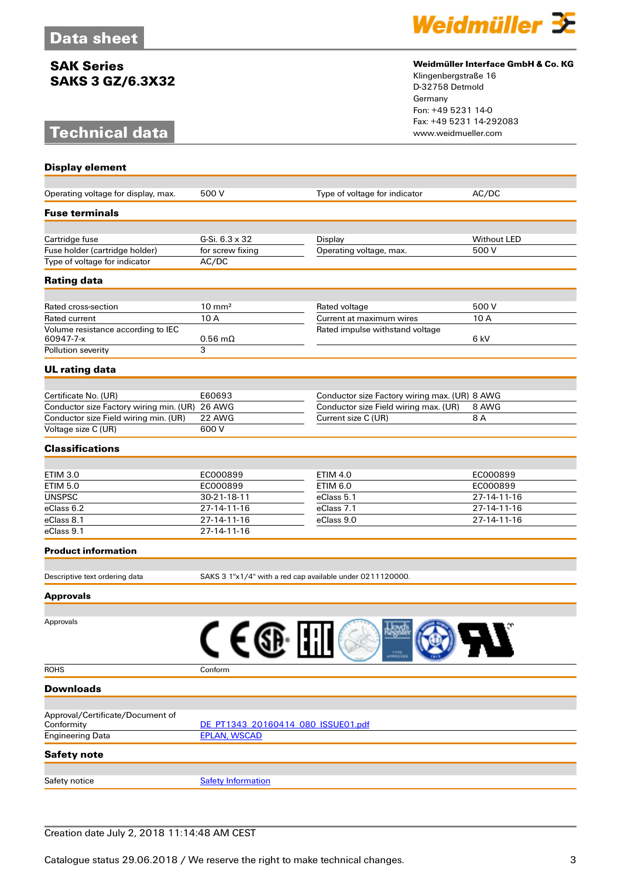Data sheet

**SAK Series**
**SAKS 3 GZ/6.3X32**

**Weidmüller Interface GmbH & Co. KG**
Klingenbergstraße 16
D-32758 Detmold
Germany
Fon: +49 5231 14-0
Fax: +49 5231 14-292083
www.weidmueller.com

# Technical data

## Display element

| | | | |
|---|---|---|---|
| Operating voltage for display, max. | 500 V | Type of voltage for indicator | AC/DC |

## Fuse terminals

| | | | |
|---|---|---|---|
| Cartridge fuse | G-Si. 6.3 x 32 | Display | Without LED |
| Fuse holder (cartridge holder) | for screw fixing | Operating voltage, max. | 500 V |
| Type of voltage for indicator | AC/DC | | |

## Rating data

| | | | |
|---|---|---|---|
| Rated cross-section | 10 mm² | Rated voltage | 500 V |
| Rated current | 10 A | Current at maximum wires | 10 A |
| Volume resistance according to IEC 60947-7-x | 0.56 mΩ | Rated impulse withstand voltage | 6 kV |
| Pollution severity | 3 | | |

## UL rating data

| | | | |
|---|---|---|---|
| Certificate No. (UR) | E60693 | Conductor size Factory wiring max. (UR) | 8 AWG |
| Conductor size Factory wiring min. (UR) | 26 AWG | Conductor size Field wiring max. (UR) | 8 AWG |
| Conductor size Field wiring min. (UR) | 22 AWG | Current size C (UR) | 8 A |
| Voltage size C (UR) | 600 V | | |

## Classifications

| | | | |
|---|---|---|---|
| ETIM 3.0 | EC000899 | ETIM 4.0 | EC000899 |
| ETIM 5.0 | EC000899 | ETIM 6.0 | EC000899 |
| UNSPSC | 30-21-18-11 | eClass 5.1 | 27-14-11-16 |
| eClass 6.2 | 27-14-11-16 | eClass 7.1 | 27-14-11-16 |
| eClass 8.1 | 27-14-11-16 | eClass 9.0 | 27-14-11-16 |
| eClass 9.1 | 27-14-11-16 | | |

## Product information

| | |
|---|---|
| Descriptive text ordering data | SAKS 3 1"x1/4" with a red cap available under 0211120000. |

## Approvals

| | |
|---|---|
| Approvals | |
| ROHS | Conform |

## Downloads

| | |
|---|---|
| Approval/Certificate/Document of Conformity | DE_PT1343_20160414_080_ISSUE01.pdf |
| Engineering Data | EPLAN, WSCAD |

## Safety note

| | |
|---|---|
| Safety notice | Safety Information |

Creation date July 2, 2018 11:14:48 AM CEST

Catalogue status 29.06.2018 / We reserve the right to make technical changes.